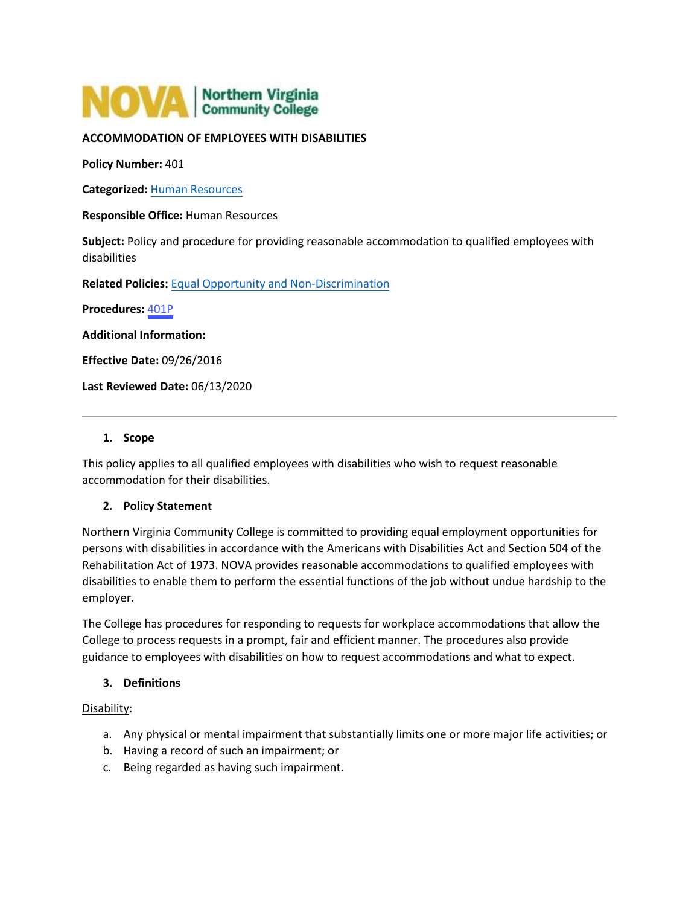NOVA | Northern Virginia Community College

**ACCOMMODATION OF EMPLOYEES WITH DISABILITIES**

**Policy Number:** 401

**Categorized:** Human Resources

**Responsible Office:** Human Resources

**Subject:** Policy and procedure for providing reasonable accommodation to qualified employees with disabilities

**Related Policies:** Equal Opportunity and Non-Discrimination

**Procedures:** 401P

**Additional Information:**

**Effective Date:** 09/26/2016

**Last Reviewed Date:** 06/13/2020

---

## 1. Scope

This policy applies to all qualified employees with disabilities who wish to request reasonable accommodation for their disabilities.

## 2. Policy Statement

Northern Virginia Community College is committed to providing equal employment opportunities for persons with disabilities in accordance with the Americans with Disabilities Act and Section 504 of the Rehabilitation Act of 1973. NOVA provides reasonable accommodations to qualified employees with disabilities to enable them to perform the essential functions of the job without undue hardship to the employer.

The College has procedures for responding to requests for workplace accommodations that allow the College to process requests in a prompt, fair and efficient manner. The procedures also provide guidance to employees with disabilities on how to request accommodations and what to expect.

## 3. Definitions

Disability:

a. Any physical or mental impairment that substantially limits one or more major life activities; or
b. Having a record of such an impairment; or
c. Being regarded as having such impairment.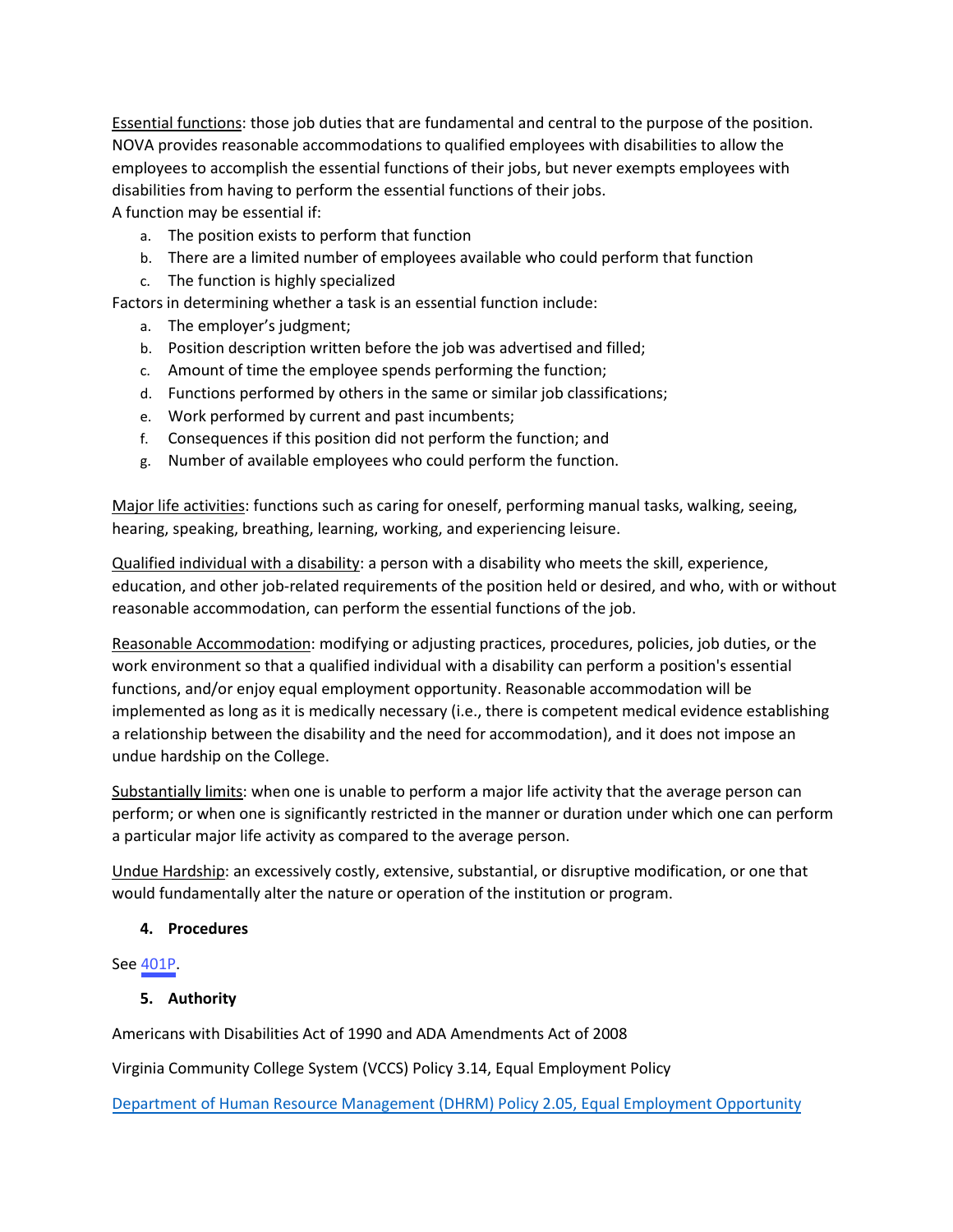<u>Essential functions</u>: those job duties that are fundamental and central to the purpose of the position. NOVA provides reasonable accommodations to qualified employees with disabilities to allow the employees to accomplish the essential functions of their jobs, but never exempts employees with disabilities from having to perform the essential functions of their jobs.
A function may be essential if:

a. The position exists to perform that function
b. There are a limited number of employees available who could perform that function
c. The function is highly specialized

Factors in determining whether a task is an essential function include:

a. The employer's judgment;
b. Position description written before the job was advertised and filled;
c. Amount of time the employee spends performing the function;
d. Functions performed by others in the same or similar job classifications;
e. Work performed by current and past incumbents;
f. Consequences if this position did not perform the function; and
g. Number of available employees who could perform the function.

<u>Major life activities</u>: functions such as caring for oneself, performing manual tasks, walking, seeing, hearing, speaking, breathing, learning, working, and experiencing leisure.

<u>Qualified individual with a disability</u>: a person with a disability who meets the skill, experience, education, and other job-related requirements of the position held or desired, and who, with or without reasonable accommodation, can perform the essential functions of the job.

<u>Reasonable Accommodation</u>: modifying or adjusting practices, procedures, policies, job duties, or the work environment so that a qualified individual with a disability can perform a position's essential functions, and/or enjoy equal employment opportunity. Reasonable accommodation will be implemented as long as it is medically necessary (i.e., there is competent medical evidence establishing a relationship between the disability and the need for accommodation), and it does not impose an undue hardship on the College.

<u>Substantially limits</u>: when one is unable to perform a major life activity that the average person can perform; or when one is significantly restricted in the manner or duration under which one can perform a particular major life activity as compared to the average person.

<u>Undue Hardship</u>: an excessively costly, extensive, substantial, or disruptive modification, or one that would fundamentally alter the nature or operation of the institution or program.

### 4. Procedures

See 401P.

### 5. Authority

Americans with Disabilities Act of 1990 and ADA Amendments Act of 2008

Virginia Community College System (VCCS) Policy 3.14, Equal Employment Policy

Department of Human Resource Management (DHRM) Policy 2.05, Equal Employment Opportunity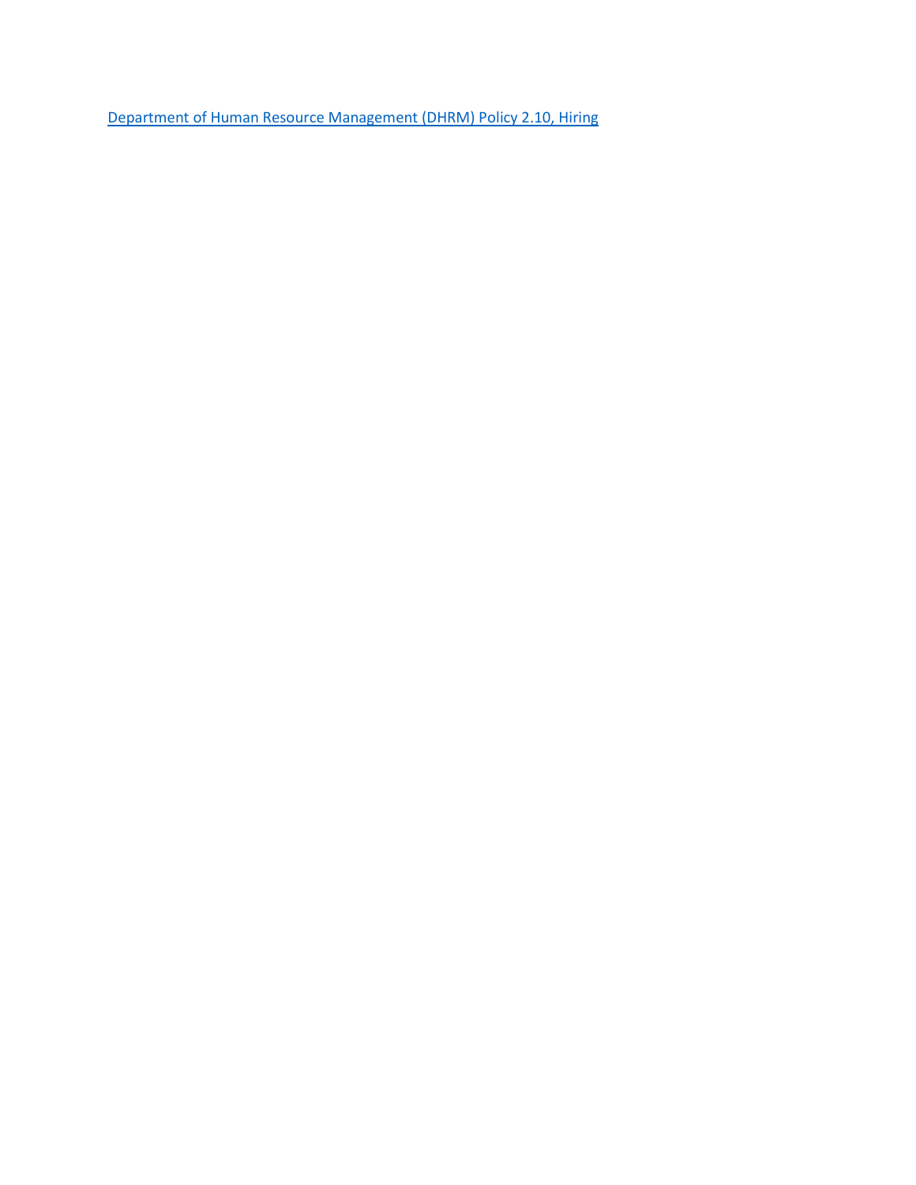Department of Human Resource Management (DHRM) Policy 2.10, Hiring